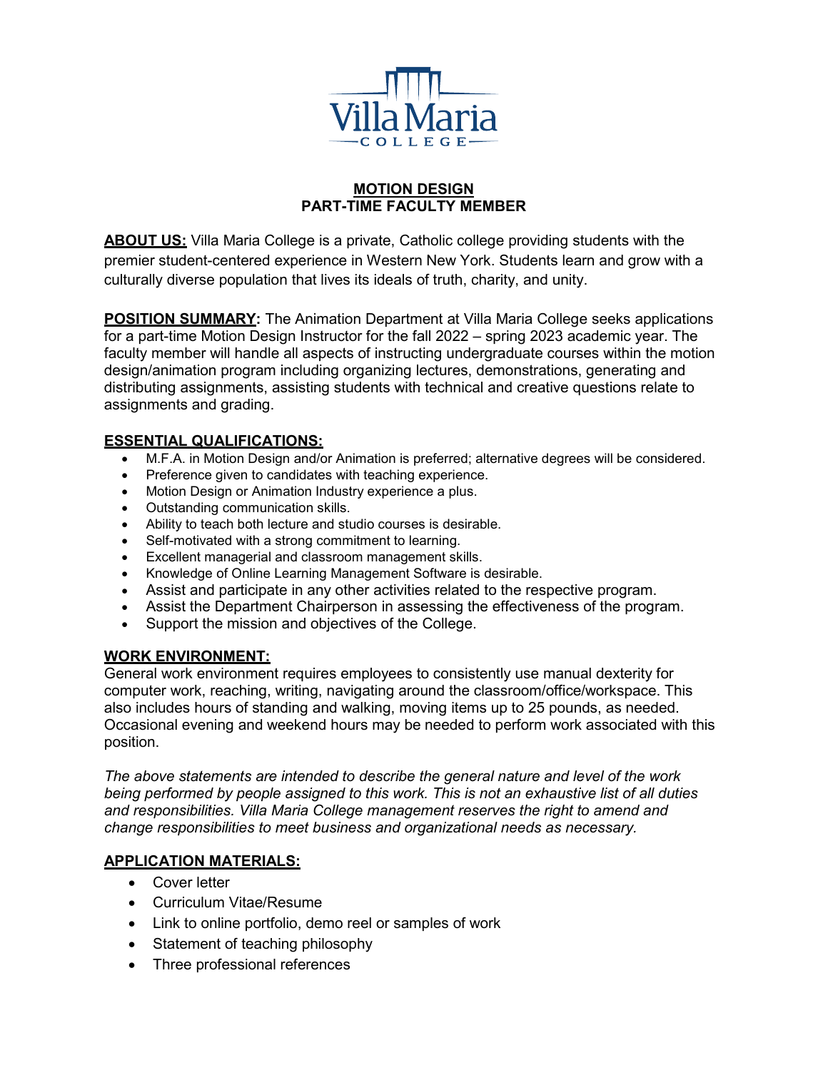Villa Maria
COLLEGE

# MOTION DESIGN
# PART-TIME FACULTY MEMBER

**ABOUT US:** Villa Maria College is a private, Catholic college providing students with the premier student-centered experience in Western New York. Students learn and grow with a culturally diverse population that lives its ideals of truth, charity, and unity.

**POSITION SUMMARY:** The Animation Department at Villa Maria College seeks applications for a part-time Motion Design Instructor for the fall 2022 – spring 2023 academic year. The faculty member will handle all aspects of instructing undergraduate courses within the motion design/animation program including organizing lectures, demonstrations, generating and distributing assignments, assisting students with technical and creative questions relate to assignments and grading.

**ESSENTIAL QUALIFICATIONS:**

- M.F.A. in Motion Design and/or Animation is preferred; alternative degrees will be considered.
- Preference given to candidates with teaching experience.
- Motion Design or Animation Industry experience a plus.
- Outstanding communication skills.
- Ability to teach both lecture and studio courses is desirable.
- Self-motivated with a strong commitment to learning.
- Excellent managerial and classroom management skills.
- Knowledge of Online Learning Management Software is desirable.
- Assist and participate in any other activities related to the respective program.
- Assist the Department Chairperson in assessing the effectiveness of the program.
- Support the mission and objectives of the College.

**WORK ENVIRONMENT:**
General work environment requires employees to consistently use manual dexterity for computer work, reaching, writing, navigating around the classroom/office/workspace. This also includes hours of standing and walking, moving items up to 25 pounds, as needed. Occasional evening and weekend hours may be needed to perform work associated with this position.

*The above statements are intended to describe the general nature and level of the work being performed by people assigned to this work. This is not an exhaustive list of all duties and responsibilities. Villa Maria College management reserves the right to amend and change responsibilities to meet business and organizational needs as necessary.*

**APPLICATION MATERIALS:**

- Cover letter
- Curriculum Vitae/Resume
- Link to online portfolio, demo reel or samples of work
- Statement of teaching philosophy
- Three professional references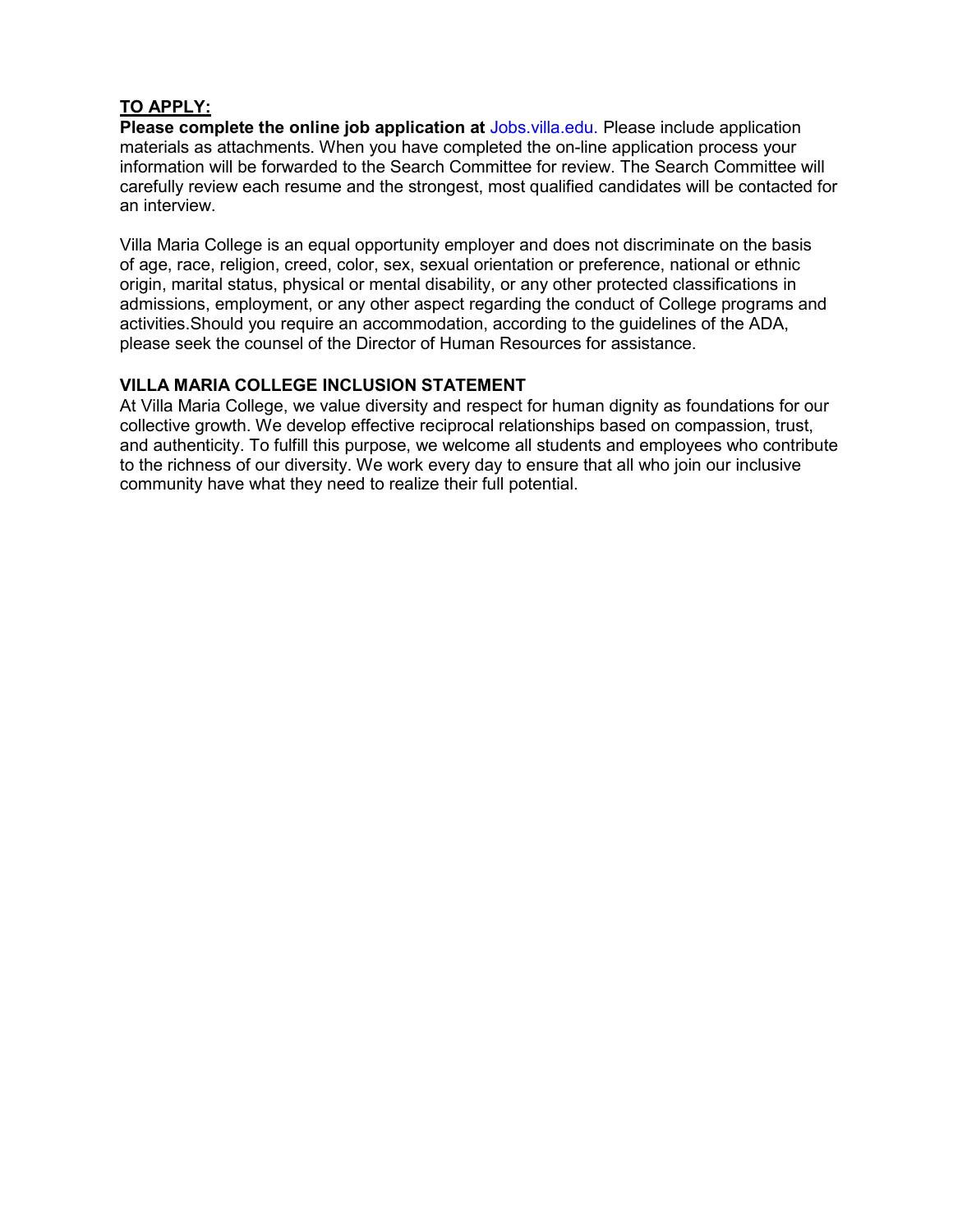## TO APPLY:

**Please complete the online job application at** Jobs.villa.edu. Please include application materials as attachments. When you have completed the on-line application process your information will be forwarded to the Search Committee for review. The Search Committee will carefully review each resume and the strongest, most qualified candidates will be contacted for an interview.

Villa Maria College is an equal opportunity employer and does not discriminate on the basis of age, race, religion, creed, color, sex, sexual orientation or preference, national or ethnic origin, marital status, physical or mental disability, or any other protected classifications in admissions, employment, or any other aspect regarding the conduct of College programs and activities.Should you require an accommodation, according to the guidelines of the ADA, please seek the counsel of the Director of Human Resources for assistance.

### VILLA MARIA COLLEGE INCLUSION STATEMENT

At Villa Maria College, we value diversity and respect for human dignity as foundations for our collective growth. We develop effective reciprocal relationships based on compassion, trust, and authenticity. To fulfill this purpose, we welcome all students and employees who contribute to the richness of our diversity. We work every day to ensure that all who join our inclusive community have what they need to realize their full potential.